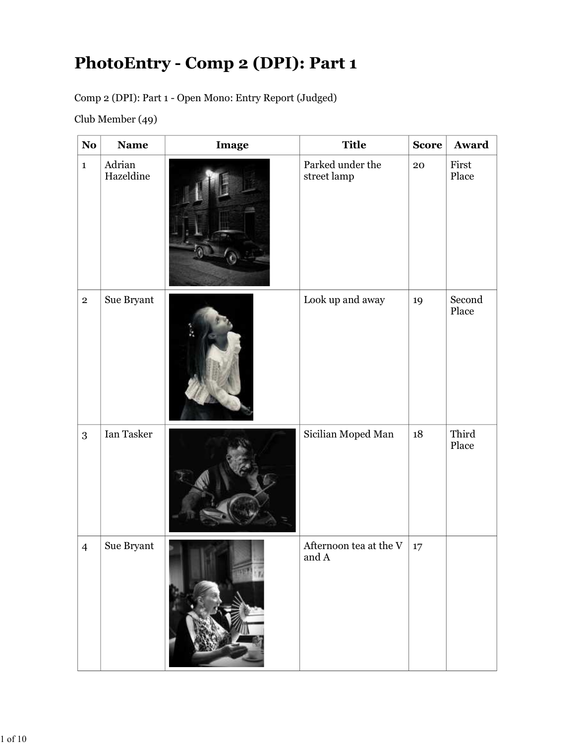# PhotoEntry - Comp 2 (DPI): Part 1

Comp 2 (DPI): Part 1 - Open Mono: Entry Report (Judged)

Club Member (49)

| No | Name | Image | Title | Score | Award |
|---|---|---|---|---|---|
| 1 | Adrian Hazeldine | | Parked under the street lamp | 20 | First Place |
| 2 | Sue Bryant | | Look up and away | 19 | Second Place |
| 3 | Ian Tasker | | Sicilian Moped Man | 18 | Third Place |
| 4 | Sue Bryant | | Afternoon tea at the V and A | 17 | |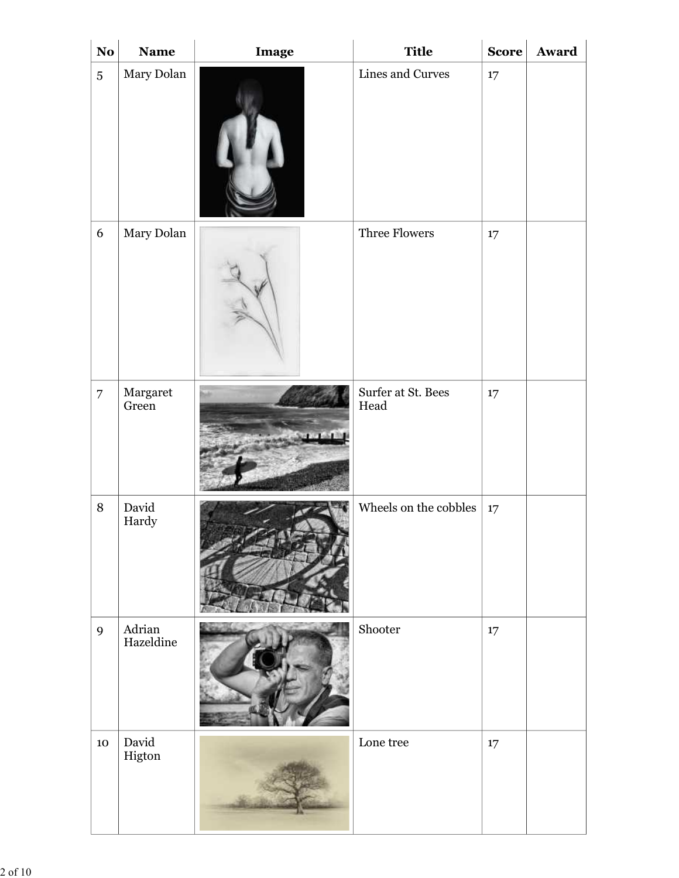| No | Name | Image | Title | Score | Award |
|---|---|---|---|---|---|
| 5 | Mary Dolan | | Lines and Curves | 17 | |
| 6 | Mary Dolan | | Three Flowers | 17 | |
| 7 | Margaret Green | | Surfer at St. Bees Head | 17 | |
| 8 | David Hardy | | Wheels on the cobbles | 17 | |
| 9 | Adrian Hazeldine | | Shooter | 17 | |
| 10 | David Higton | | Lone tree | 17 | |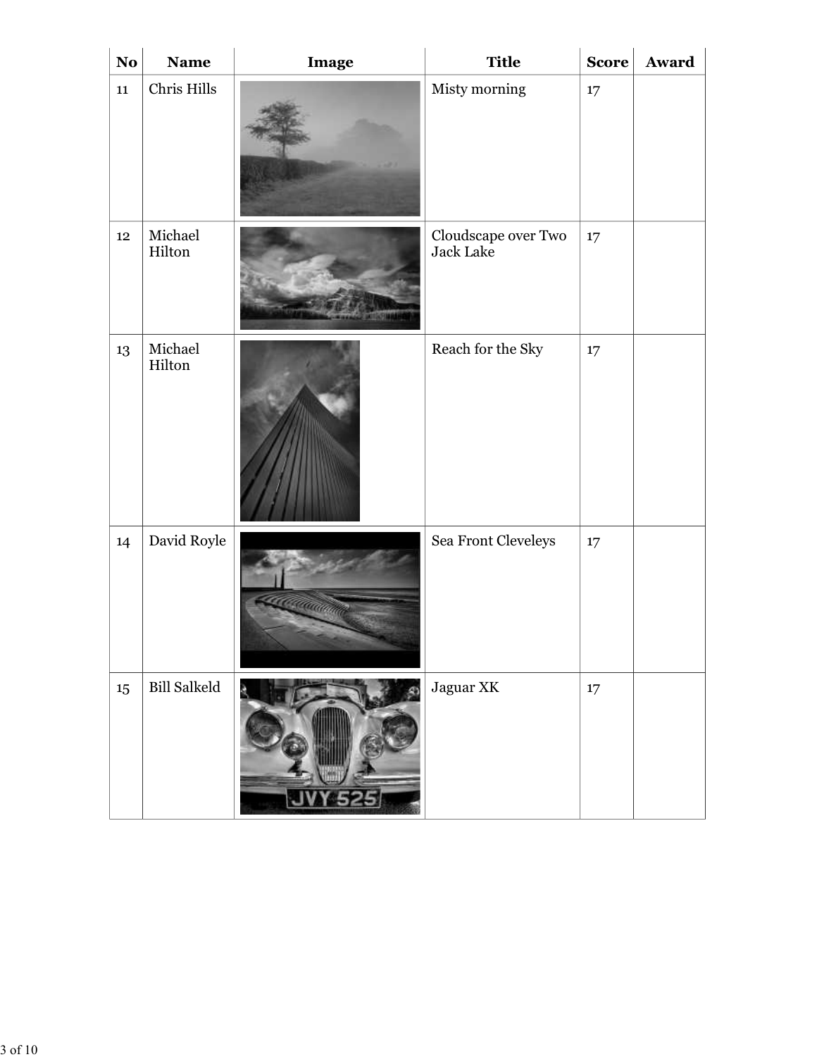| No | Name | Image | Title | Score | Award |
| --- | --- | --- | --- | --- | --- |
| 11 | Chris Hills | | Misty morning | 17 | |
| 12 | Michael Hilton | | Cloudscape over Two Jack Lake | 17 | |
| 13 | Michael Hilton | | Reach for the Sky | 17 | |
| 14 | David Royle | | Sea Front Cleveleys | 17 | |
| 15 | Bill Salkeld | | Jaguar XK | 17 | |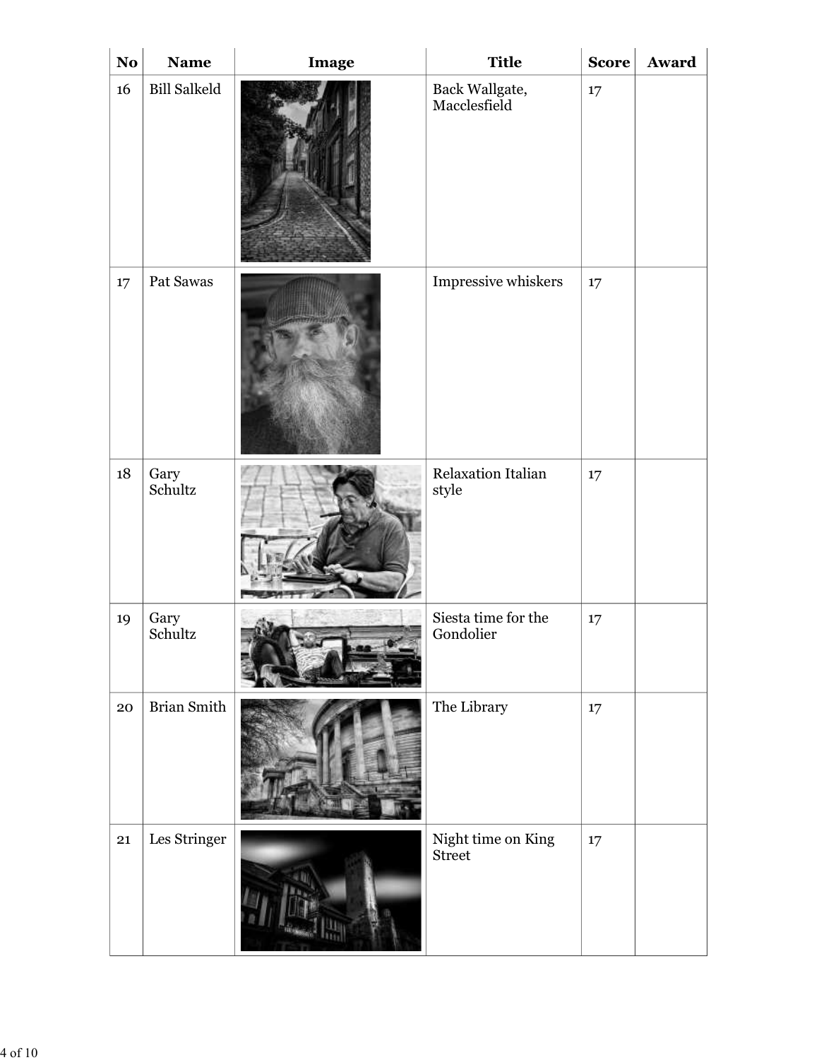| No | Name | Image | Title | Score | Award |
| --- | --- | --- | --- | --- | --- |
| 16 | Bill Salkeld | | Back Wallgate, Macclesfield | 17 | |
| 17 | Pat Sawas | | Impressive whiskers | 17 | |
| 18 | Gary Schultz | | Relaxation Italian style | 17 | |
| 19 | Gary Schultz | | Siesta time for the Gondolier | 17 | |
| 20 | Brian Smith | | The Library | 17 | |
| 21 | Les Stringer | | Night time on King Street | 17 | |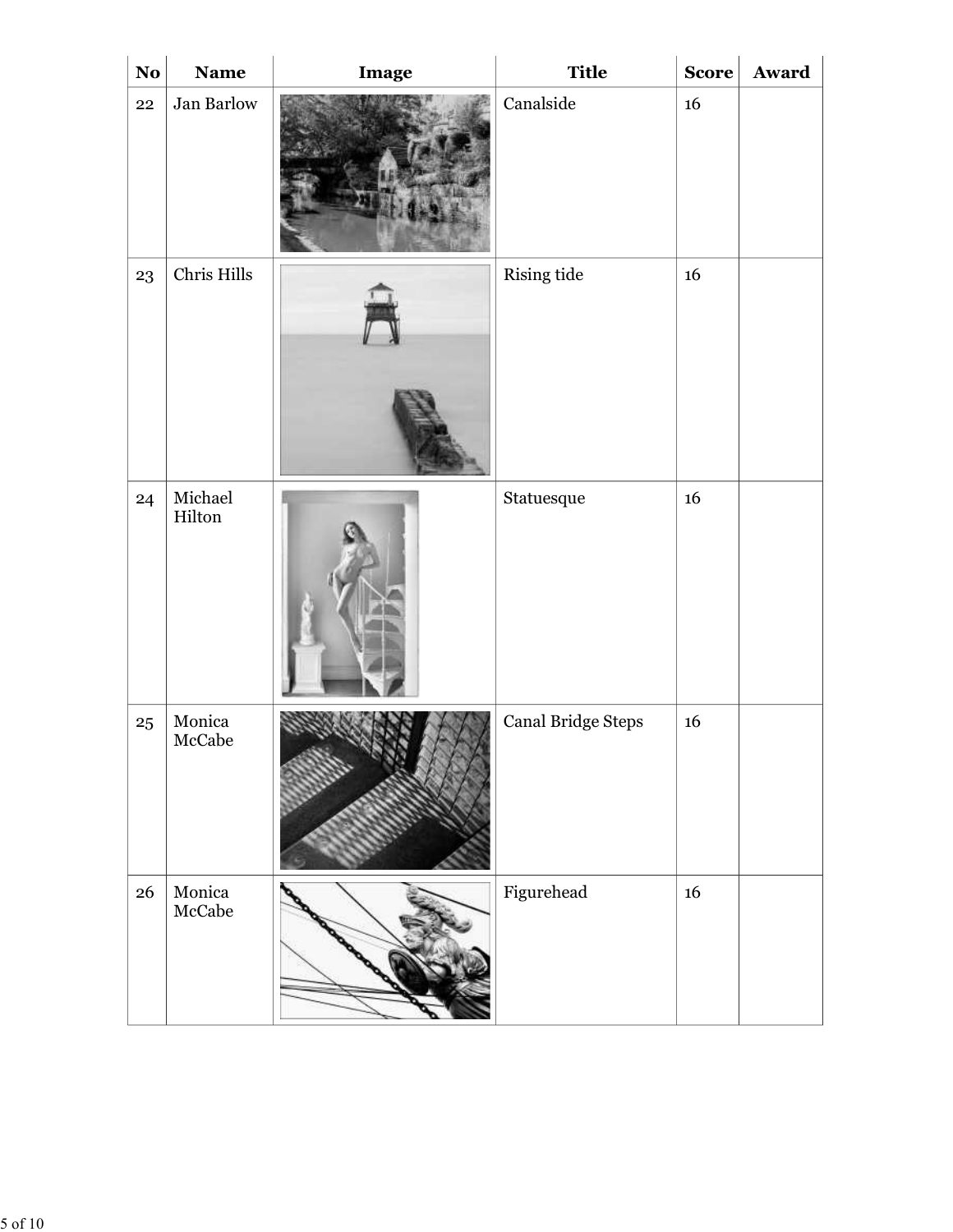| No | Name | Image | Title | Score | Award |
| --- | --- | --- | --- | --- | --- |
| 22 | Jan Barlow | | Canalside | 16 | |
| 23 | Chris Hills | | Rising tide | 16 | |
| 24 | Michael Hilton | | Statuesque | 16 | |
| 25 | Monica McCabe | | Canal Bridge Steps | 16 | |
| 26 | Monica McCabe | | Figurehead | 16 | |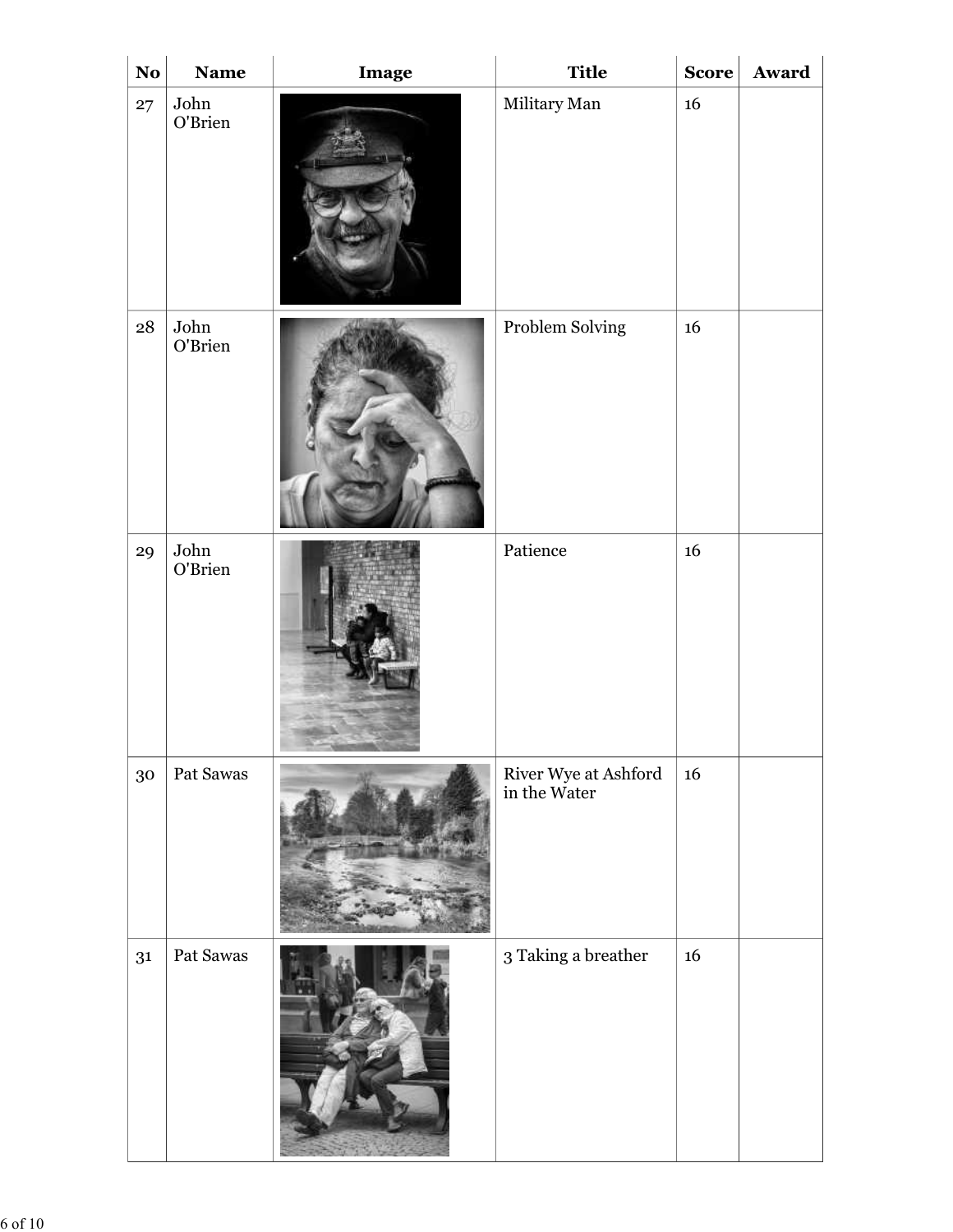| No | Name | Image | Title | Score | Award |
| --- | --- | --- | --- | --- | --- |
| 27 | John O'Brien | | Military Man | 16 | |
| 28 | John O'Brien | | Problem Solving | 16 | |
| 29 | John O'Brien | | Patience | 16 | |
| 30 | Pat Sawas | | River Wye at Ashford in the Water | 16 | |
| 31 | Pat Sawas | | 3 Taking a breather | 16 | |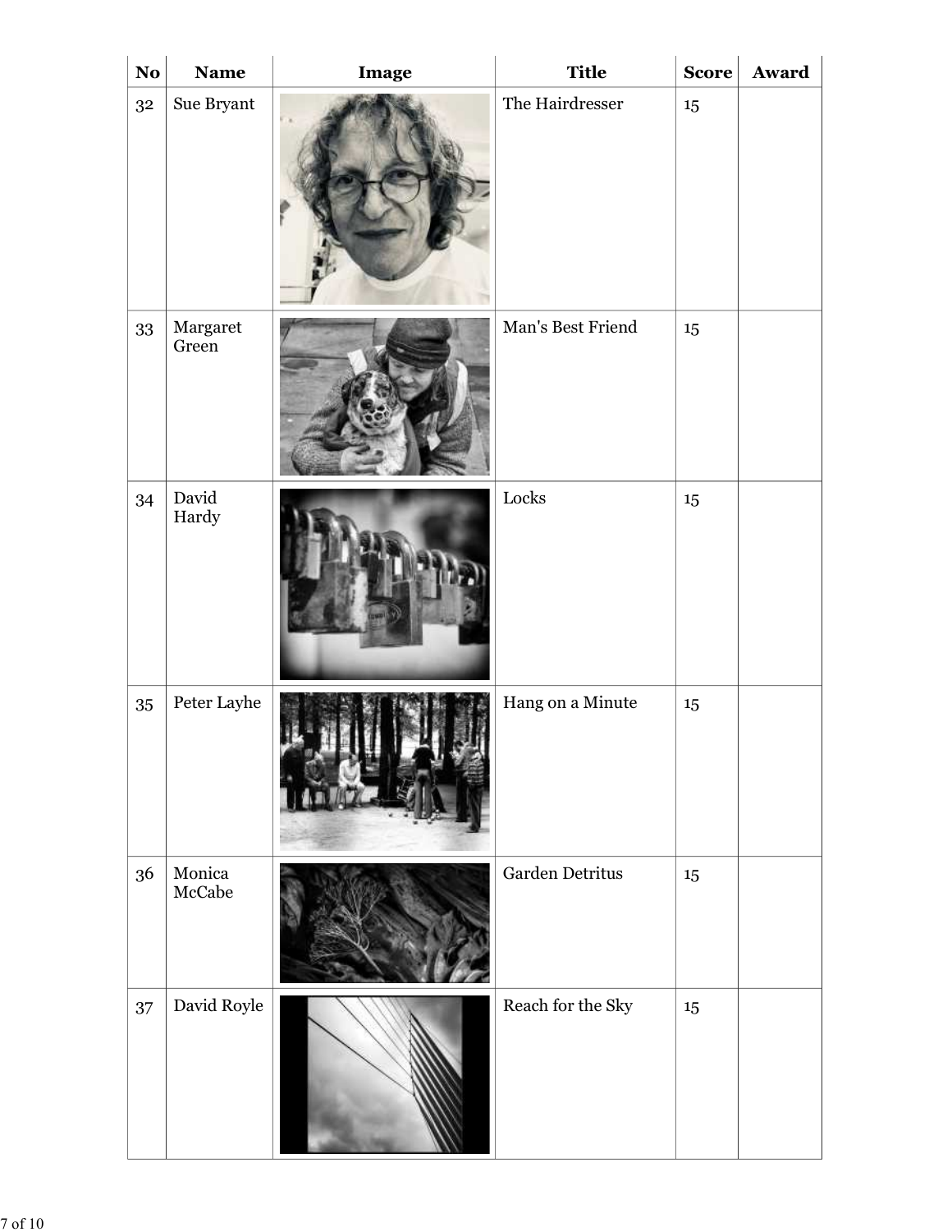| No | Name | Image | Title | Score | Award |
|---|---|---|---|---|---|
| 32 | Sue Bryant | | The Hairdresser | 15 | |
| 33 | Margaret Green | | Man's Best Friend | 15 | |
| 34 | David Hardy | | Locks | 15 | |
| 35 | Peter Layhe | | Hang on a Minute | 15 | |
| 36 | Monica McCabe | | Garden Detritus | 15 | |
| 37 | David Royle | | Reach for the Sky | 15 | |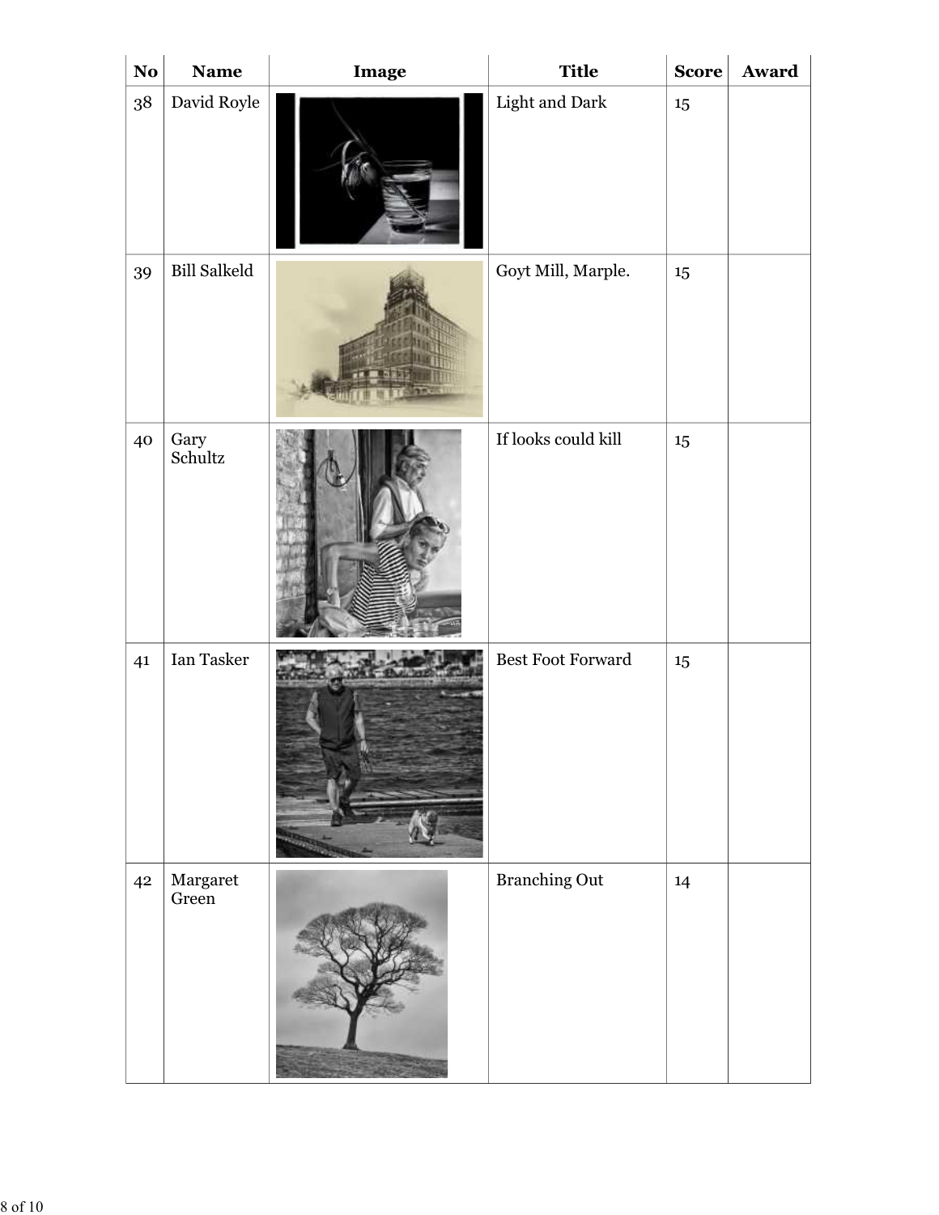| No | Name | Image | Title | Score | Award |
|---|---|---|---|---|---|
| 38 | David Royle | | Light and Dark | 15 | |
| 39 | Bill Salkeld | | Goyt Mill, Marple. | 15 | |
| 40 | Gary Schultz | | If looks could kill | 15 | |
| 41 | Ian Tasker | | Best Foot Forward | 15 | |
| 42 | Margaret Green | | Branching Out | 14 | |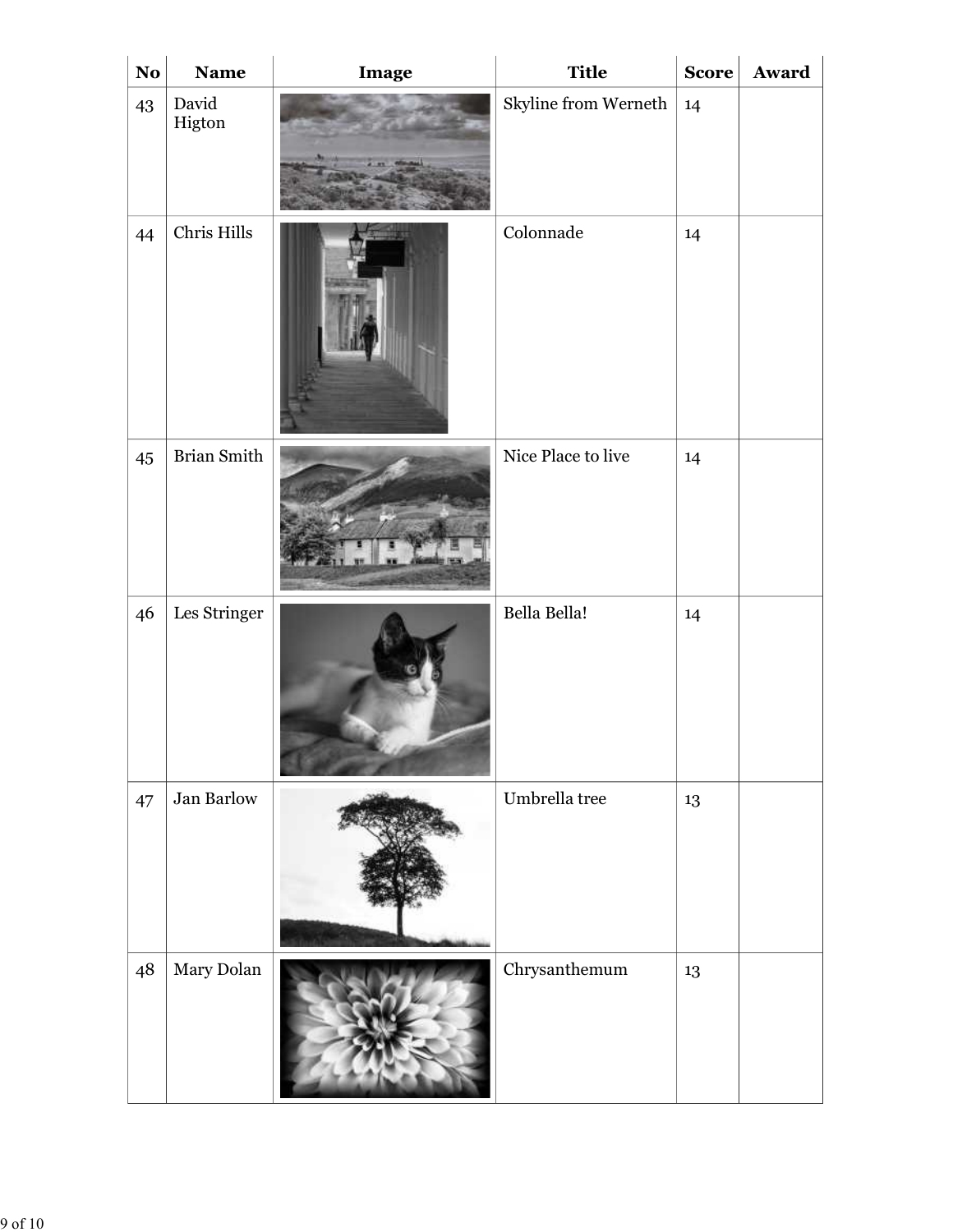| No | Name | Image | Title | Score | Award |
|---|---|---|---|---|---|
| 43 | David Higton | | Skyline from Werneth | 14 | |
| 44 | Chris Hills | | Colonnade | 14 | |
| 45 | Brian Smith | | Nice Place to live | 14 | |
| 46 | Les Stringer | | Bella Bella! | 14 | |
| 47 | Jan Barlow | | Umbrella tree | 13 | |
| 48 | Mary Dolan | | Chrysanthemum | 13 | |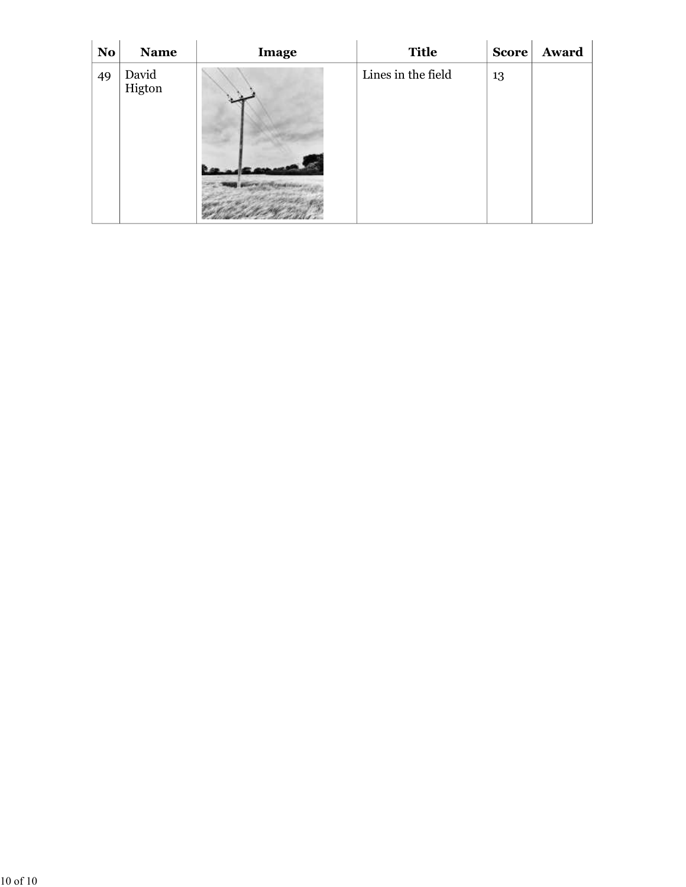| No | Name | Image | Title | Score | Award |
|---|---|---|---|---|---|
| 49 | David Higton | | Lines in the field | 13 | |